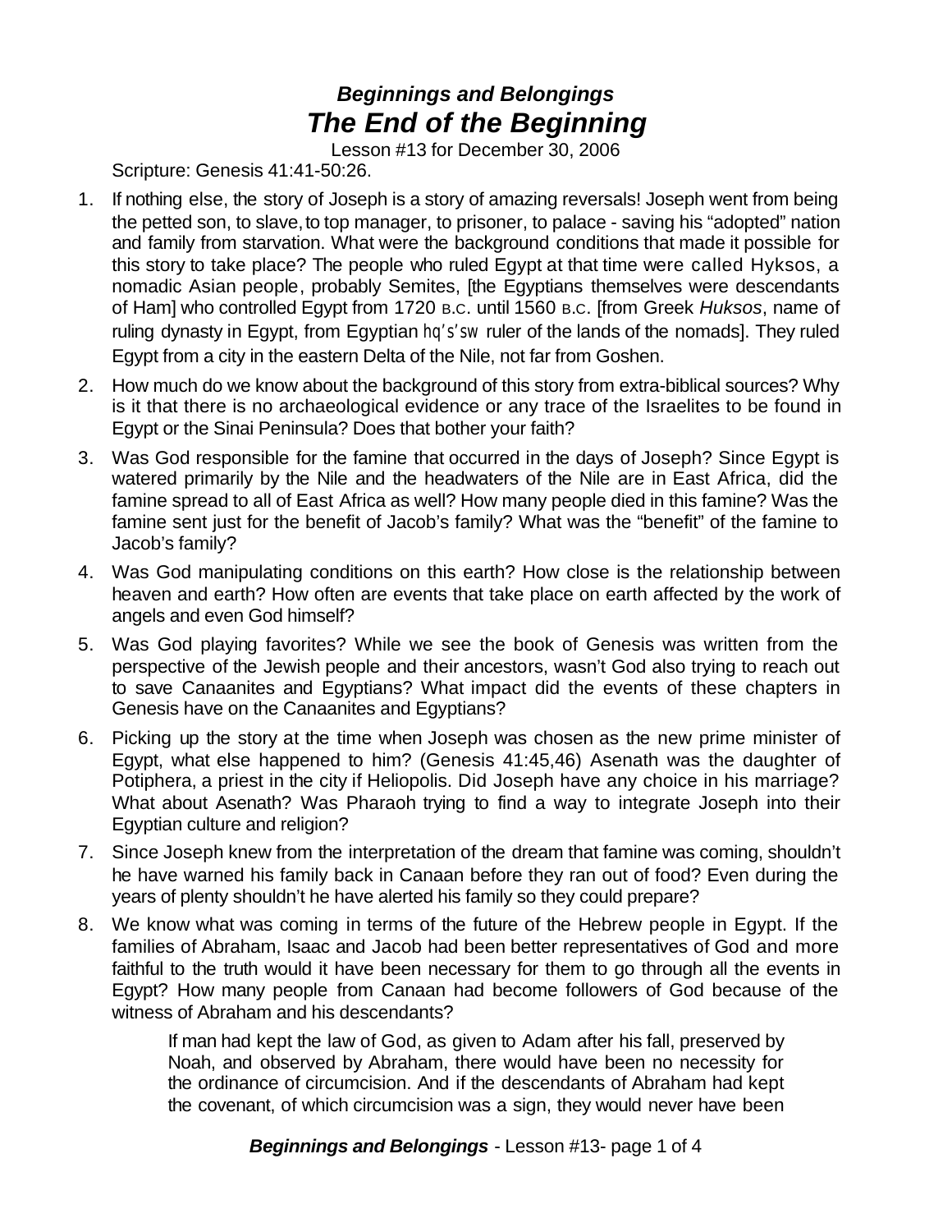# *Beginnings and Belongings*
# *The End of the Beginning*

Lesson #13 for December 30, 2006

Scripture: Genesis 41:41-50:26.

1. If nothing else, the story of Joseph is a story of amazing reversals! Joseph went from being the petted son, to slave, to top manager, to prisoner, to palace - saving his "adopted" nation and family from starvation. What were the background conditions that made it possible for this story to take place? The people who ruled Egypt at that time were called Hyksos, a nomadic Asian people, probably Semites, [the Egyptians themselves were descendants of Ham] who controlled Egypt from 1720 B.C. until 1560 B.C. [from Greek *Huksos*, name of ruling dynasty in Egypt, from Egyptian hq's'sw ruler of the lands of the nomads]. They ruled Egypt from a city in the eastern Delta of the Nile, not far from Goshen.

2. How much do we know about the background of this story from extra-biblical sources? Why is it that there is no archaeological evidence or any trace of the Israelites to be found in Egypt or the Sinai Peninsula? Does that bother your faith?

3. Was God responsible for the famine that occurred in the days of Joseph? Since Egypt is watered primarily by the Nile and the headwaters of the Nile are in East Africa, did the famine spread to all of East Africa as well? How many people died in this famine? Was the famine sent just for the benefit of Jacob's family? What was the "benefit" of the famine to Jacob's family?

4. Was God manipulating conditions on this earth? How close is the relationship between heaven and earth? How often are events that take place on earth affected by the work of angels and even God himself?

5. Was God playing favorites? While we see the book of Genesis was written from the perspective of the Jewish people and their ancestors, wasn't God also trying to reach out to save Canaanites and Egyptians? What impact did the events of these chapters in Genesis have on the Canaanites and Egyptians?

6. Picking up the story at the time when Joseph was chosen as the new prime minister of Egypt, what else happened to him? (Genesis 41:45,46) Asenath was the daughter of Potiphera, a priest in the city if Heliopolis. Did Joseph have any choice in his marriage? What about Asenath? Was Pharaoh trying to find a way to integrate Joseph into their Egyptian culture and religion?

7. Since Joseph knew from the interpretation of the dream that famine was coming, shouldn't he have warned his family back in Canaan before they ran out of food? Even during the years of plenty shouldn't he have alerted his family so they could prepare?

8. We know what was coming in terms of the future of the Hebrew people in Egypt. If the families of Abraham, Isaac and Jacob had been better representatives of God and more faithful to the truth would it have been necessary for them to go through all the events in Egypt? How many people from Canaan had become followers of God because of the witness of Abraham and his descendants?

   > If man had kept the law of God, as given to Adam after his fall, preserved by Noah, and observed by Abraham, there would have been no necessity for the ordinance of circumcision. And if the descendants of Abraham had kept the covenant, of which circumcision was a sign, they would never have been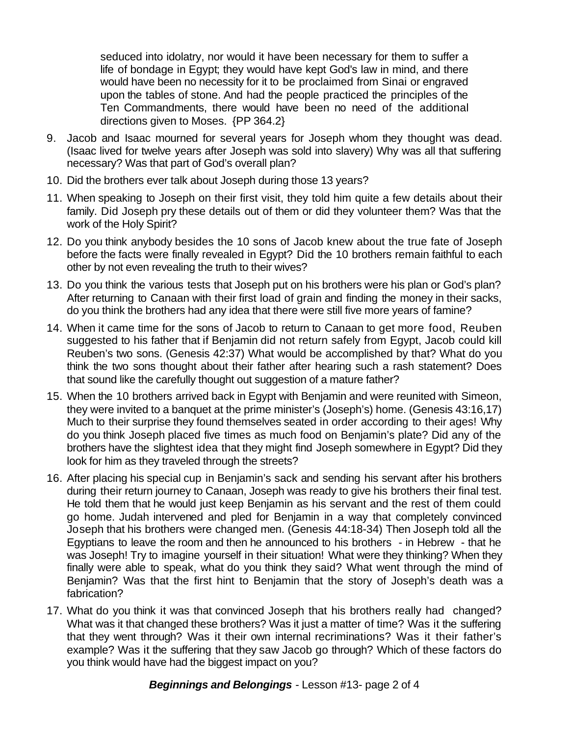> seduced into idolatry, nor would it have been necessary for them to suffer a life of bondage in Egypt; they would have kept God's law in mind, and there would have been no necessity for it to be proclaimed from Sinai or engraved upon the tables of stone. And had the people practiced the principles of the Ten Commandments, there would have been no need of the additional directions given to Moses. {PP 364.2}

9. Jacob and Isaac mourned for several years for Joseph whom they thought was dead. (Isaac lived for twelve years after Joseph was sold into slavery) Why was all that suffering necessary? Was that part of God's overall plan?
10. Did the brothers ever talk about Joseph during those 13 years?
11. When speaking to Joseph on their first visit, they told him quite a few details about their family. Did Joseph pry these details out of them or did they volunteer them? Was that the work of the Holy Spirit?
12. Do you think anybody besides the 10 sons of Jacob knew about the true fate of Joseph before the facts were finally revealed in Egypt? Did the 10 brothers remain faithful to each other by not even revealing the truth to their wives?
13. Do you think the various tests that Joseph put on his brothers were his plan or God's plan? After returning to Canaan with their first load of grain and finding the money in their sacks, do you think the brothers had any idea that there were still five more years of famine?
14. When it came time for the sons of Jacob to return to Canaan to get more food, Reuben suggested to his father that if Benjamin did not return safely from Egypt, Jacob could kill Reuben's two sons. (Genesis 42:37) What would be accomplished by that? What do you think the two sons thought about their father after hearing such a rash statement? Does that sound like the carefully thought out suggestion of a mature father?
15. When the 10 brothers arrived back in Egypt with Benjamin and were reunited with Simeon, they were invited to a banquet at the prime minister's (Joseph's) home. (Genesis 43:16,17) Much to their surprise they found themselves seated in order according to their ages! Why do you think Joseph placed five times as much food on Benjamin's plate? Did any of the brothers have the slightest idea that they might find Joseph somewhere in Egypt? Did they look for him as they traveled through the streets?
16. After placing his special cup in Benjamin's sack and sending his servant after his brothers during their return journey to Canaan, Joseph was ready to give his brothers their final test. He told them that he would just keep Benjamin as his servant and the rest of them could go home. Judah intervened and pled for Benjamin in a way that completely convinced Joseph that his brothers were changed men. (Genesis 44:18-34) Then Joseph told all the Egyptians to leave the room and then he announced to his brothers - in Hebrew - that he was Joseph! Try to imagine yourself in their situation! What were they thinking? When they finally were able to speak, what do you think they said? What went through the mind of Benjamin? Was that the first hint to Benjamin that the story of Joseph's death was a fabrication?
17. What do you think it was that convinced Joseph that his brothers really had changed? What was it that changed these brothers? Was it just a matter of time? Was it the suffering that they went through? Was it their own internal recriminations? Was it their father's example? Was it the suffering that they saw Jacob go through? Which of these factors do you think would have had the biggest impact on you?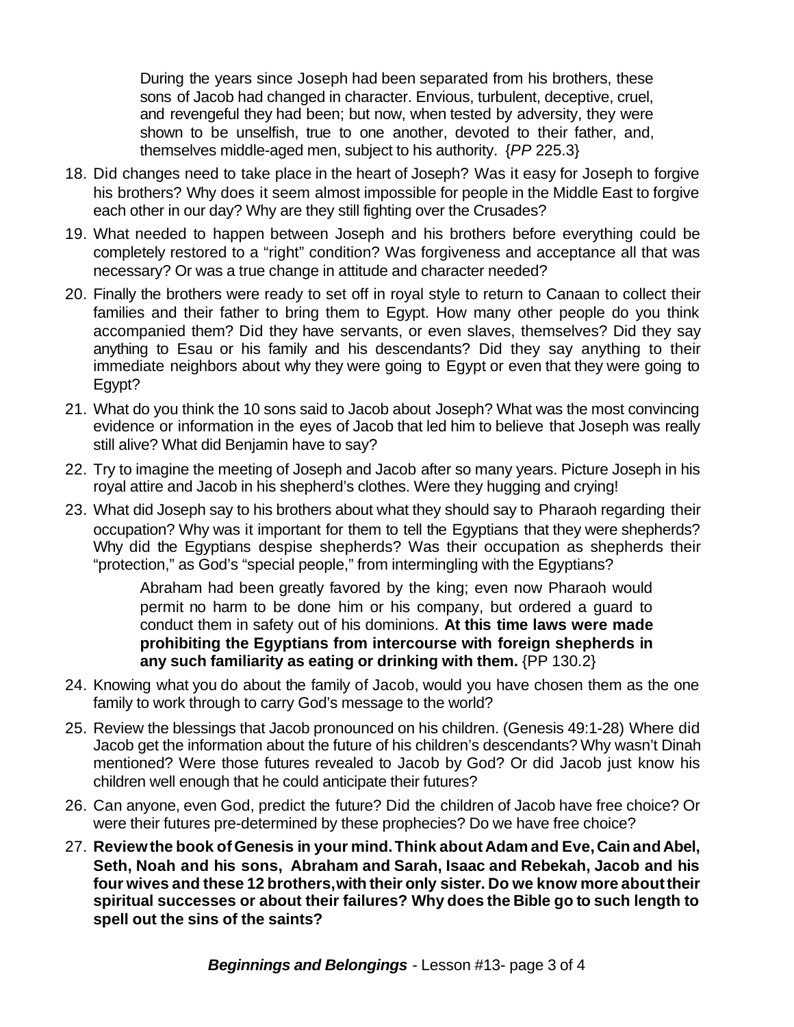> During the years since Joseph had been separated from his brothers, these sons of Jacob had changed in character. Envious, turbulent, deceptive, cruel, and revengeful they had been; but now, when tested by adversity, they were shown to be unselfish, true to one another, devoted to their father, and, themselves middle-aged men, subject to his authority. {*PP* 225.3}

18. Did changes need to take place in the heart of Joseph? Was it easy for Joseph to forgive his brothers? Why does it seem almost impossible for people in the Middle East to forgive each other in our day? Why are they still fighting over the Crusades?
19. What needed to happen between Joseph and his brothers before everything could be completely restored to a "right" condition? Was forgiveness and acceptance all that was necessary? Or was a true change in attitude and character needed?
20. Finally the brothers were ready to set off in royal style to return to Canaan to collect their families and their father to bring them to Egypt. How many other people do you think accompanied them? Did they have servants, or even slaves, themselves? Did they say anything to Esau or his family and his descendants? Did they say anything to their immediate neighbors about why they were going to Egypt or even that they were going to Egypt?
21. What do you think the 10 sons said to Jacob about Joseph? What was the most convincing evidence or information in the eyes of Jacob that led him to believe that Joseph was really still alive? What did Benjamin have to say?
22. Try to imagine the meeting of Joseph and Jacob after so many years. Picture Joseph in his royal attire and Jacob in his shepherd's clothes. Were they hugging and crying!
23. What did Joseph say to his brothers about what they should say to Pharaoh regarding their occupation? Why was it important for them to tell the Egyptians that they were shepherds? Why did the Egyptians despise shepherds? Was their occupation as shepherds their "protection," as God's "special people," from intermingling with the Egyptians?

    > Abraham had been greatly favored by the king; even now Pharaoh would permit no harm to be done him or his company, but ordered a guard to conduct them in safety out of his dominions. **At this time laws were made prohibiting the Egyptians from intercourse with foreign shepherds in any such familiarity as eating or drinking with them.** {PP 130.2}

24. Knowing what you do about the family of Jacob, would you have chosen them as the one family to work through to carry God's message to the world?
25. Review the blessings that Jacob pronounced on his children. (Genesis 49:1-28) Where did Jacob get the information about the future of his children's descendants? Why wasn't Dinah mentioned? Were those futures revealed to Jacob by God? Or did Jacob just know his children well enough that he could anticipate their futures?
26. Can anyone, even God, predict the future? Did the children of Jacob have free choice? Or were their futures pre-determined by these prophecies? Do we have free choice?
27. **Review the book of Genesis in your mind. Think about Adam and Eve, Cain and Abel, Seth, Noah and his sons, Abraham and Sarah, Isaac and Rebekah, Jacob and his four wives and these 12 brothers, with their only sister. Do we know more about their spiritual successes or about their failures? Why does the Bible go to such length to spell out the sins of the saints?**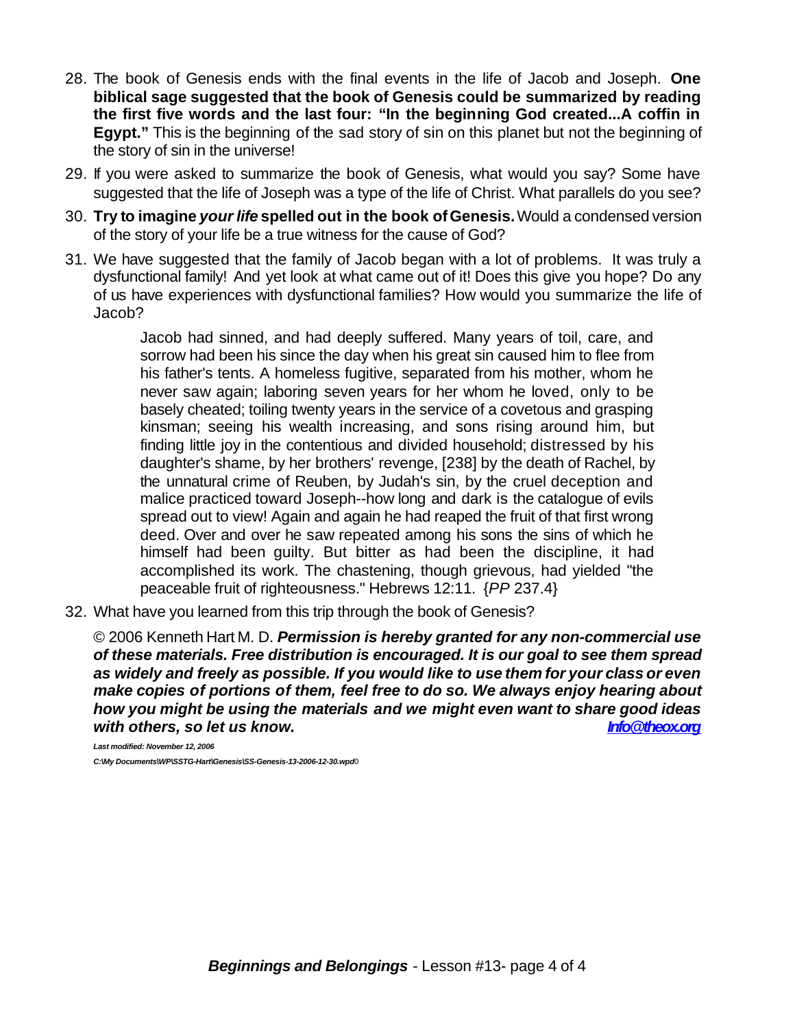28. The book of Genesis ends with the final events in the life of Jacob and Joseph. **One biblical sage suggested that the book of Genesis could be summarized by reading the first five words and the last four: "In the beginning God created...A coffin in Egypt."** This is the beginning of the sad story of sin on this planet but not the beginning of the story of sin in the universe!

29. If you were asked to summarize the book of Genesis, what would you say? Some have suggested that the life of Joseph was a type of the life of Christ. What parallels do you see?

30. **Try to imagine *your life* spelled out in the book of Genesis.** Would a condensed version of the story of your life be a true witness for the cause of God?

31. We have suggested that the family of Jacob began with a lot of problems. It was truly a dysfunctional family! And yet look at what came out of it! Does this give you hope? Do any of us have experiences with dysfunctional families? How would you summarize the life of Jacob?

> Jacob had sinned, and had deeply suffered. Many years of toil, care, and sorrow had been his since the day when his great sin caused him to flee from his father's tents. A homeless fugitive, separated from his mother, whom he never saw again; laboring seven years for her whom he loved, only to be basely cheated; toiling twenty years in the service of a covetous and grasping kinsman; seeing his wealth increasing, and sons rising around him, but finding little joy in the contentious and divided household; distressed by his daughter's shame, by her brothers' revenge, [238] by the death of Rachel, by the unnatural crime of Reuben, by Judah's sin, by the cruel deception and malice practiced toward Joseph--how long and dark is the catalogue of evils spread out to view! Again and again he had reaped the fruit of that first wrong deed. Over and over he saw repeated among his sons the sins of which he himself had been guilty. But bitter as had been the discipline, it had accomplished its work. The chastening, though grievous, had yielded "the peaceable fruit of righteousness." Hebrews 12:11. {*PP* 237.4}

32. What have you learned from this trip through the book of Genesis?

© 2006 Kenneth Hart M. D. ***Permission is hereby granted for any non-commercial use of these materials. Free distribution is encouraged. It is our goal to see them spread as widely and freely as possible. If you would like to use them for your class or even make copies of portions of them, feel free to do so. We always enjoy hearing about how you might be using the materials and we might even want to share good ideas with others, so let us know.*** ***Info@theox.org***

***Last modified: November 12, 2006***

***C:\My Documents\WP\SSTG-Hart\Genesis\SS-Genesis-13-2006-12-30.wpd***